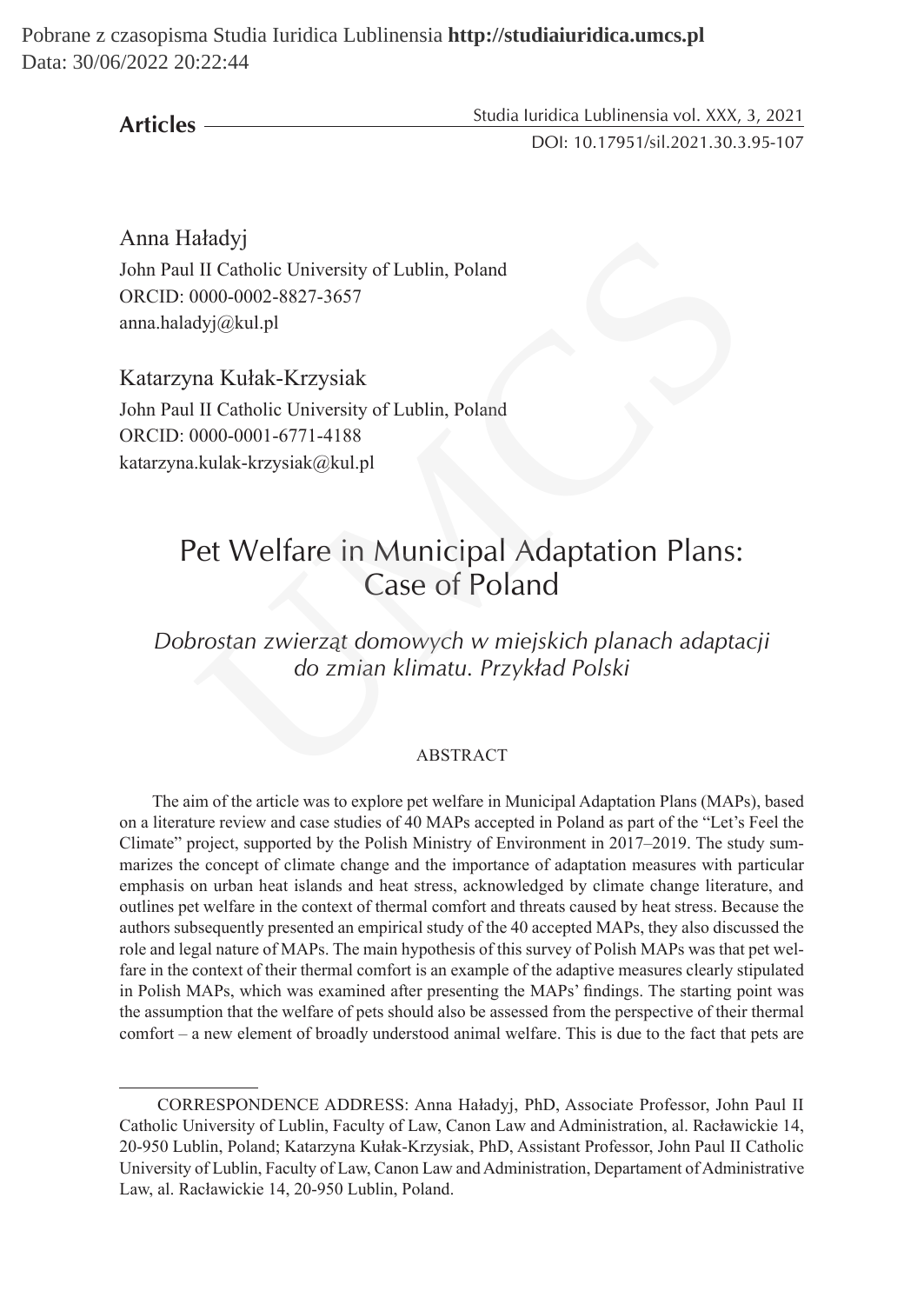**Articles**

DOI: 10.17951/sil.2021.30.3.95-107

Anna Haładyj
John Paul II Catholic University of Lublin, Poland
ORCID: 0000-0002-8827-3657
anna.haladyj@kul.pl

Katarzyna Kułak-Krzysiak
John Paul II Catholic University of Lublin, Poland
ORCID: 0000-0001-6771-4188
katarzyna.kulak-krzysiak@kul.pl

# Pet Welfare in Municipal Adaptation Plans: Case of Poland

*Dobrostan zwierząt domowych w miejskich planach adaptacji do zmian klimatu. Przykład Polski*

## ABSTRACT

The aim of the article was to explore pet welfare in Municipal Adaptation Plans (MAPs), based on a literature review and case studies of 40 MAPs accepted in Poland as part of the "Let's Feel the Climate" project, supported by the Polish Ministry of Environment in 2017–2019. The study summarizes the concept of climate change and the importance of adaptation measures with particular emphasis on urban heat islands and heat stress, acknowledged by climate change literature, and outlines pet welfare in the context of thermal comfort and threats caused by heat stress. Because the authors subsequently presented an empirical study of the 40 accepted MAPs, they also discussed the role and legal nature of MAPs. The main hypothesis of this survey of Polish MAPs was that pet welfare in the context of their thermal comfort is an example of the adaptive measures clearly stipulated in Polish MAPs, which was examined after presenting the MAPs' findings. The starting point was the assumption that the welfare of pets should also be assessed from the perspective of their thermal comfort – a new element of broadly understood animal welfare. This is due to the fact that pets are

---

CORRESPONDENCE ADDRESS: Anna Haładyj, PhD, Associate Professor, John Paul II Catholic University of Lublin, Faculty of Law, Canon Law and Administration, al. Racławickie 14, 20-950 Lublin, Poland; Katarzyna Kułak-Krzysiak, PhD, Assistant Professor, John Paul II Catholic University of Lublin, Faculty of Law, Canon Law and Administration, Departament of Administrative Law, al. Racławickie 14, 20-950 Lublin, Poland.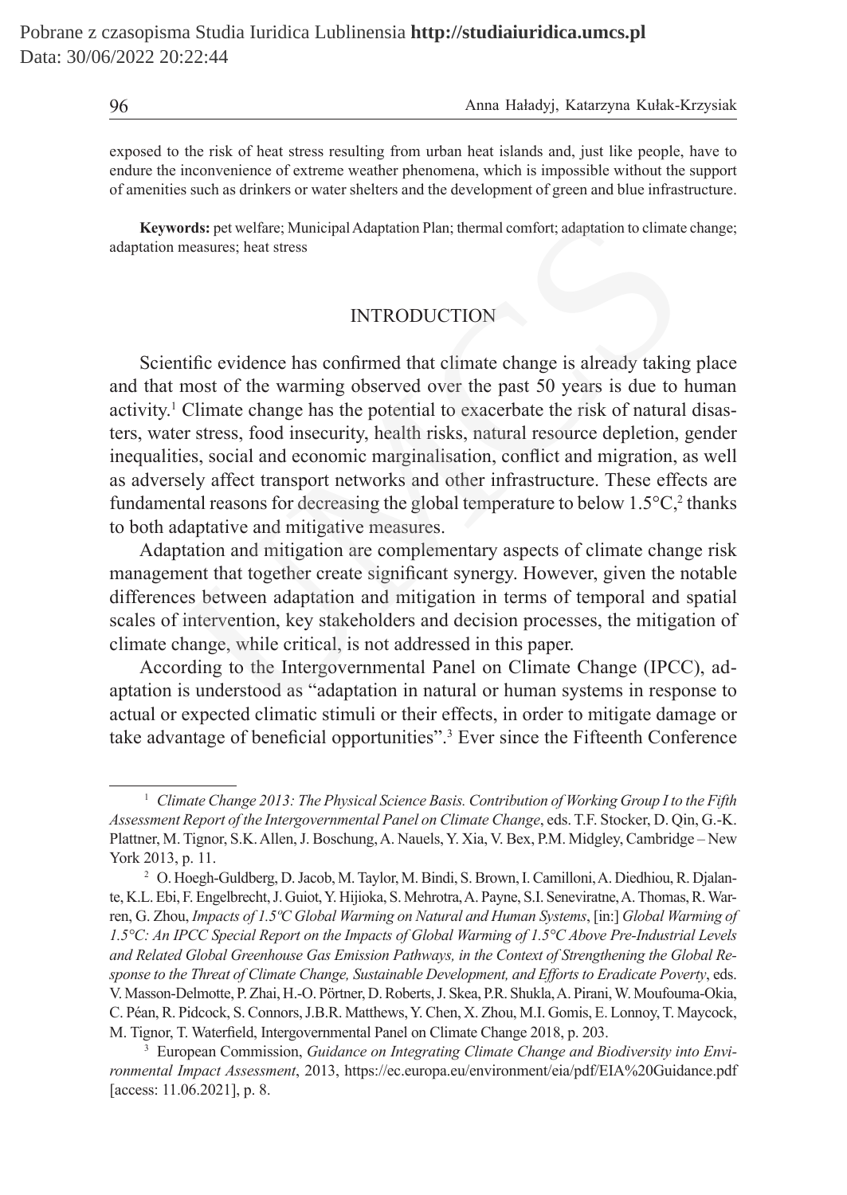exposed to the risk of heat stress resulting from urban heat islands and, just like people, have to endure the inconvenience of extreme weather phenomena, which is impossible without the support of amenities such as drinkers or water shelters and the development of green and blue infrastructure.

**Keywords:** pet welfare; Municipal Adaptation Plan; thermal comfort; adaptation to climate change; adaptation measures; heat stress

## INTRODUCTION

Scientific evidence has confirmed that climate change is already taking place and that most of the warming observed over the past 50 years is due to human activity.[1] Climate change has the potential to exacerbate the risk of natural disasters, water stress, food insecurity, health risks, natural resource depletion, gender inequalities, social and economic marginalisation, conflict and migration, as well as adversely affect transport networks and other infrastructure. These effects are fundamental reasons for decreasing the global temperature to below 1.5°C,[2] thanks to both adaptative and mitigative measures.

Adaptation and mitigation are complementary aspects of climate change risk management that together create significant synergy. However, given the notable differences between adaptation and mitigation in terms of temporal and spatial scales of intervention, key stakeholders and decision processes, the mitigation of climate change, while critical, is not addressed in this paper.

According to the Intergovernmental Panel on Climate Change (IPCC), adaptation is understood as "adaptation in natural or human systems in response to actual or expected climatic stimuli or their effects, in order to mitigate damage or take advantage of beneficial opportunities".[3] Ever since the Fifteenth Conference

---

[1] *Climate Change 2013: The Physical Science Basis. Contribution of Working Group I to the Fifth Assessment Report of the Intergovernmental Panel on Climate Change*, eds. T.F. Stocker, D. Qin, G.-K. Plattner, M. Tignor, S.K. Allen, J. Boschung, A. Nauels, Y. Xia, V. Bex, P.M. Midgley, Cambridge – New York 2013, p. 11.

[2] O. Hoegh-Guldberg, D. Jacob, M. Taylor, M. Bindi, S. Brown, I. Camilloni, A. Diedhiou, R. Djalante, K.L. Ebi, F. Engelbrecht, J. Guiot, Y. Hijioka, S. Mehrotra, A. Payne, S.I. Seneviratne, A. Thomas, R. Warren, G. Zhou, *Impacts of 1.5ºC Global Warming on Natural and Human Systems*, [in:] *Global Warming of 1.5°C: An IPCC Special Report on the Impacts of Global Warming of 1.5°C Above Pre-Industrial Levels and Related Global Greenhouse Gas Emission Pathways, in the Context of Strengthening the Global Response to the Threat of Climate Change, Sustainable Development, and Efforts to Eradicate Poverty*, eds. V. Masson-Delmotte, P. Zhai, H.-O. Pörtner, D. Roberts, J. Skea, P.R. Shukla, A. Pirani, W. Moufouma-Okia, C. Péan, R. Pidcock, S. Connors, J.B.R. Matthews, Y. Chen, X. Zhou, M.I. Gomis, E. Lonnoy, T. Maycock, M. Tignor, T. Waterfield, Intergovernmental Panel on Climate Change 2018, p. 203.

[3] European Commission, *Guidance on Integrating Climate Change and Biodiversity into Environmental Impact Assessment*, 2013, https://ec.europa.eu/environment/eia/pdf/EIA%20Guidance.pdf [access: 11.06.2021], p. 8.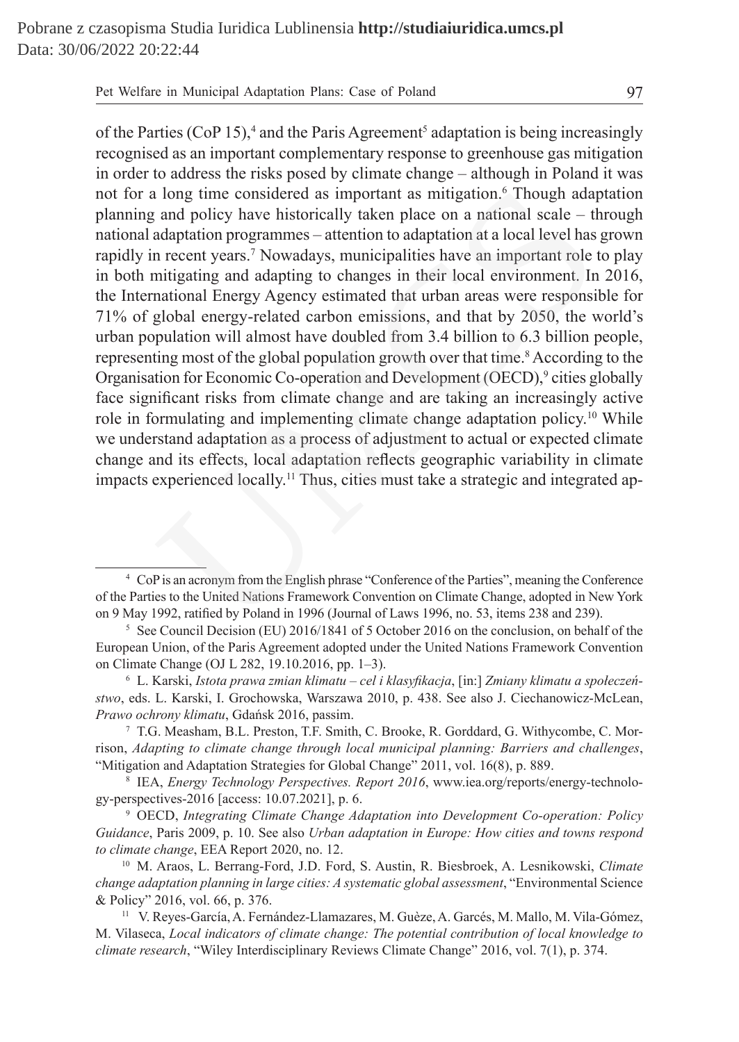of the Parties (CoP 15),[4] and the Paris Agreement[5] adaptation is being increasingly recognised as an important complementary response to greenhouse gas mitigation in order to address the risks posed by climate change – although in Poland it was not for a long time considered as important as mitigation.[6] Though adaptation planning and policy have historically taken place on a national scale – through national adaptation programmes – attention to adaptation at a local level has grown rapidly in recent years.[7] Nowadays, municipalities have an important role to play in both mitigating and adapting to changes in their local environment. In 2016, the International Energy Agency estimated that urban areas were responsible for 71% of global energy-related carbon emissions, and that by 2050, the world's urban population will almost have doubled from 3.4 billion to 6.3 billion people, representing most of the global population growth over that time.[8] According to the Organisation for Economic Co-operation and Development (OECD),[9] cities globally face significant risks from climate change and are taking an increasingly active role in formulating and implementing climate change adaptation policy.[10] While we understand adaptation as a process of adjustment to actual or expected climate change and its effects, local adaptation reflects geographic variability in climate impacts experienced locally.[11] Thus, cities must take a strategic and integrated ap-

---

[4] CoP is an acronym from the English phrase "Conference of the Parties", meaning the Conference of the Parties to the United Nations Framework Convention on Climate Change, adopted in New York on 9 May 1992, ratified by Poland in 1996 (Journal of Laws 1996, no. 53, items 238 and 239).

[5] See Council Decision (EU) 2016/1841 of 5 October 2016 on the conclusion, on behalf of the European Union, of the Paris Agreement adopted under the United Nations Framework Convention on Climate Change (OJ L 282, 19.10.2016, pp. 1–3).

[6] L. Karski, *Istota prawa zmian klimatu – cel i klasyfikacja*, [in:] *Zmiany klimatu a społeczeństwo*, eds. L. Karski, I. Grochowska, Warszawa 2010, p. 438. See also J. Ciechanowicz-McLean, *Prawo ochrony klimatu*, Gdańsk 2016, passim.

[7] T.G. Measham, B.L. Preston, T.F. Smith, C. Brooke, R. Gorddard, G. Withycombe, C. Morrison, *Adapting to climate change through local municipal planning: Barriers and challenges*, "Mitigation and Adaptation Strategies for Global Change" 2011, vol. 16(8), p. 889.

[8] IEA, *Energy Technology Perspectives. Report 2016*, www.iea.org/reports/energy-technology-perspectives-2016 [access: 10.07.2021], p. 6.

[9] OECD, *Integrating Climate Change Adaptation into Development Co-operation: Policy Guidance*, Paris 2009, p. 10. See also *Urban adaptation in Europe: How cities and towns respond to climate change*, EEA Report 2020, no. 12.

[10] M. Araos, L. Berrang-Ford, J.D. Ford, S. Austin, R. Biesbroek, A. Lesnikowski, *Climate change adaptation planning in large cities: A systematic global assessment*, "Environmental Science & Policy" 2016, vol. 66, p. 376.

[11] V. Reyes-García, A. Fernández-Llamazares, M. Guèze, A. Garcés, M. Mallo, M. Vila-Gómez, M. Vilaseca, *Local indicators of climate change: The potential contribution of local knowledge to climate research*, "Wiley Interdisciplinary Reviews Climate Change" 2016, vol. 7(1), p. 374.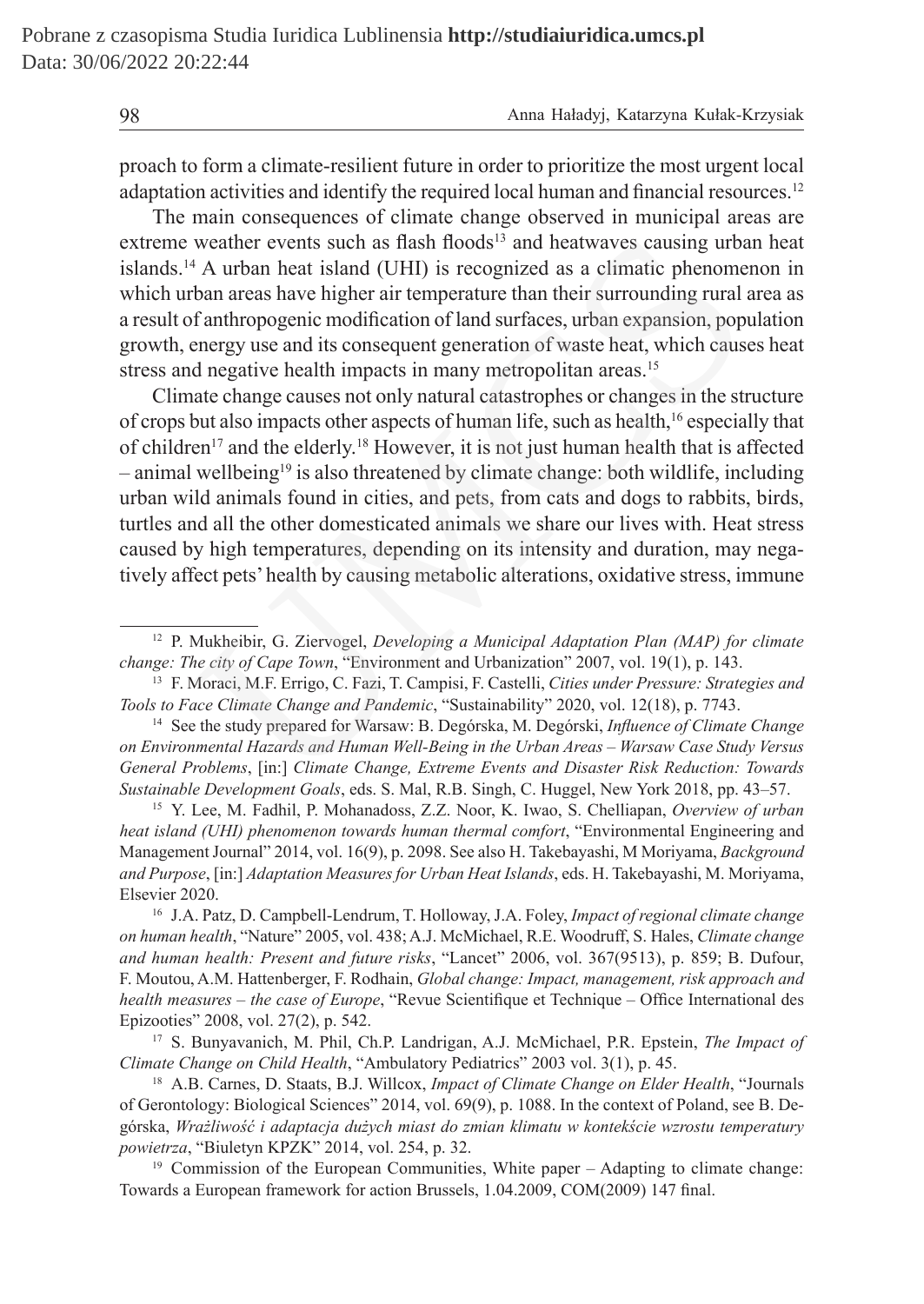proach to form a climate-resilient future in order to prioritize the most urgent local adaptation activities and identify the required local human and financial resources.[12]

The main consequences of climate change observed in municipal areas are extreme weather events such as flash floods[13] and heatwaves causing urban heat islands.[14] A urban heat island (UHI) is recognized as a climatic phenomenon in which urban areas have higher air temperature than their surrounding rural area as a result of anthropogenic modification of land surfaces, urban expansion, population growth, energy use and its consequent generation of waste heat, which causes heat stress and negative health impacts in many metropolitan areas.[15]

Climate change causes not only natural catastrophes or changes in the structure of crops but also impacts other aspects of human life, such as health,[16] especially that of children[17] and the elderly.[18] However, it is not just human health that is affected – animal wellbeing[19] is also threatened by climate change: both wildlife, including urban wild animals found in cities, and pets, from cats and dogs to rabbits, birds, turtles and all the other domesticated animals we share our lives with. Heat stress caused by high temperatures, depending on its intensity and duration, may negatively affect pets' health by causing metabolic alterations, oxidative stress, immune

---

[12] P. Mukheibir, G. Ziervogel, *Developing a Municipal Adaptation Plan (MAP) for climate change: The city of Cape Town*, "Environment and Urbanization" 2007, vol. 19(1), p. 143.

[13] F. Moraci, M.F. Errigo, C. Fazi, T. Campisi, F. Castelli, *Cities under Pressure: Strategies and Tools to Face Climate Change and Pandemic*, "Sustainability" 2020, vol. 12(18), p. 7743.

[14] See the study prepared for Warsaw: B. Degórska, M. Degórski, *Influence of Climate Change on Environmental Hazards and Human Well-Being in the Urban Areas – Warsaw Case Study Versus General Problems*, [in:] *Climate Change, Extreme Events and Disaster Risk Reduction: Towards Sustainable Development Goals*, eds. S. Mal, R.B. Singh, C. Huggel, New York 2018, pp. 43–57.

[15] Y. Lee, M. Fadhil, P. Mohanadoss, Z.Z. Noor, K. Iwao, S. Chelliapan, *Overview of urban heat island (UHI) phenomenon towards human thermal comfort*, "Environmental Engineering and Management Journal" 2014, vol. 16(9), p. 2098. See also H. Takebayashi, M Moriyama, *Background and Purpose*, [in:] *Adaptation Measures for Urban Heat Islands*, eds. H. Takebayashi, M. Moriyama, Elsevier 2020.

[16] J.A. Patz, D. Campbell-Lendrum, T. Holloway, J.A. Foley, *Impact of regional climate change on human health*, "Nature" 2005, vol. 438; A.J. McMichael, R.E. Woodruff, S. Hales, *Climate change and human health: Present and future risks*, "Lancet" 2006, vol. 367(9513), p. 859; B. Dufour, F. Moutou, A.M. Hattenberger, F. Rodhain, *Global change: Impact, management, risk approach and health measures – the case of Europe*, "Revue Scientifique et Technique – Office International des Epizooties" 2008, vol. 27(2), p. 542.

[17] S. Bunyavanich, M. Phil, Ch.P. Landrigan, A.J. McMichael, P.R. Epstein, *The Impact of Climate Change on Child Health*, "Ambulatory Pediatrics" 2003 vol. 3(1), p. 45.

[18] A.B. Carnes, D. Staats, B.J. Willcox, *Impact of Climate Change on Elder Health*, "Journals of Gerontology: Biological Sciences" 2014, vol. 69(9), p. 1088. In the context of Poland, see B. Degórska, *Wrażliwość i adaptacja dużych miast do zmian klimatu w kontekście wzrostu temperatury powietrza*, "Biuletyn KPZK" 2014, vol. 254, p. 32.

[19] Commission of the European Communities, White paper – Adapting to climate change: Towards a European framework for action Brussels, 1.04.2009, COM(2009) 147 final.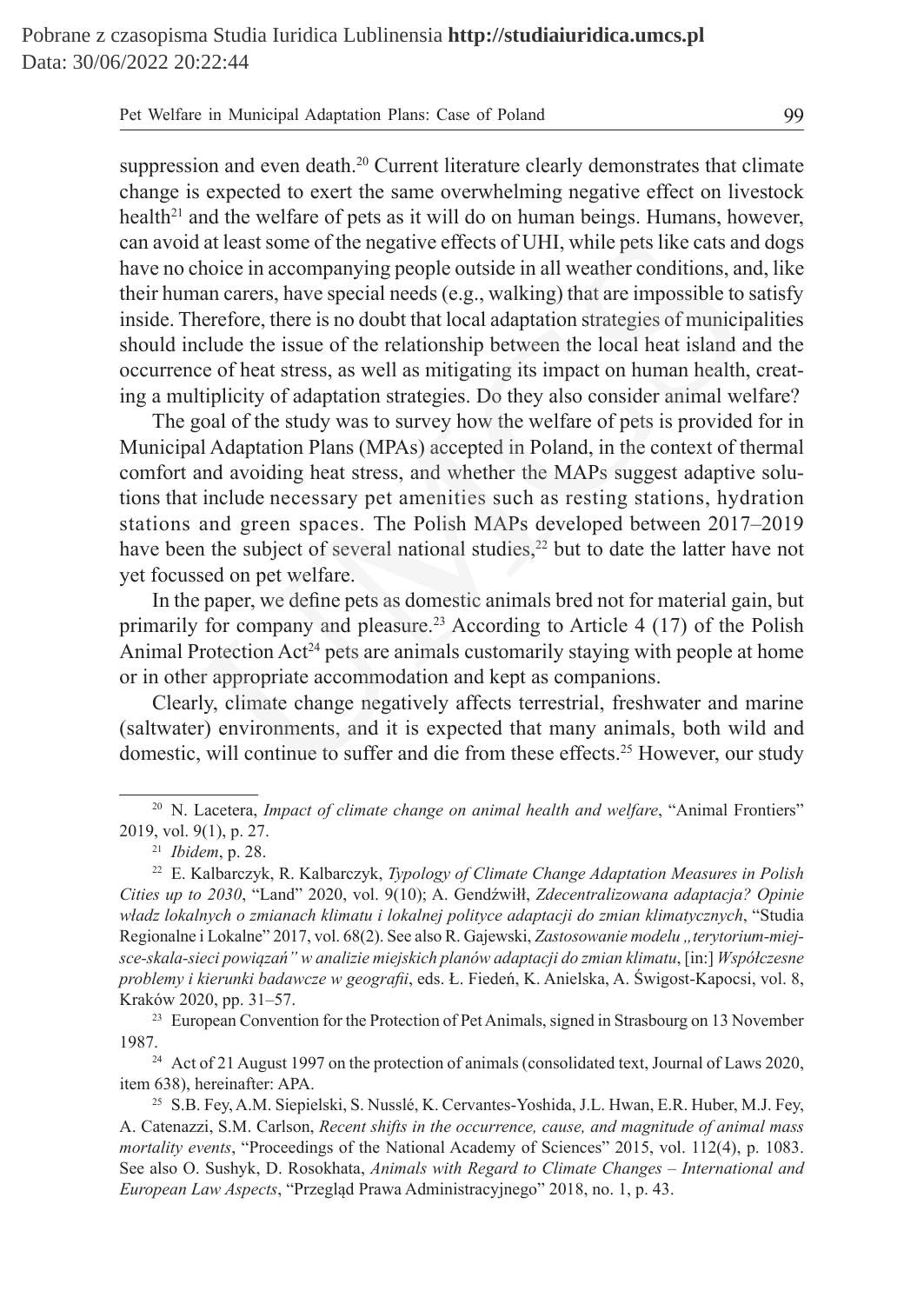suppression and even death.[20] Current literature clearly demonstrates that climate change is expected to exert the same overwhelming negative effect on livestock health[21] and the welfare of pets as it will do on human beings. Humans, however, can avoid at least some of the negative effects of UHI, while pets like cats and dogs have no choice in accompanying people outside in all weather conditions, and, like their human carers, have special needs (e.g., walking) that are impossible to satisfy inside. Therefore, there is no doubt that local adaptation strategies of municipalities should include the issue of the relationship between the local heat island and the occurrence of heat stress, as well as mitigating its impact on human health, creating a multiplicity of adaptation strategies. Do they also consider animal welfare?

The goal of the study was to survey how the welfare of pets is provided for in Municipal Adaptation Plans (MPAs) accepted in Poland, in the context of thermal comfort and avoiding heat stress, and whether the MAPs suggest adaptive solutions that include necessary pet amenities such as resting stations, hydration stations and green spaces. The Polish MAPs developed between 2017–2019 have been the subject of several national studies,[22] but to date the latter have not yet focussed on pet welfare.

In the paper, we define pets as domestic animals bred not for material gain, but primarily for company and pleasure.[23] According to Article 4 (17) of the Polish Animal Protection Act[24] pets are animals customarily staying with people at home or in other appropriate accommodation and kept as companions.

Clearly, climate change negatively affects terrestrial, freshwater and marine (saltwater) environments, and it is expected that many animals, both wild and domestic, will continue to suffer and die from these effects.[25] However, our study

---

[20] N. Lacetera, *Impact of climate change on animal health and welfare*, "Animal Frontiers" 2019, vol. 9(1), p. 27.

[21] *Ibidem*, p. 28.

[22] E. Kalbarczyk, R. Kalbarczyk, *Typology of Climate Change Adaptation Measures in Polish Cities up to 2030*, "Land" 2020, vol. 9(10); A. Gendźwiłł, *Zdecentralizowana adaptacja? Opinie władz lokalnych o zmianach klimatu i lokalnej polityce adaptacji do zmian klimatycznych*, "Studia Regionalne i Lokalne" 2017, vol. 68(2). See also R. Gajewski, *Zastosowanie modelu „terytorium-miejsce-skala-sieci powiązań" w analizie miejskich planów adaptacji do zmian klimatu*, [in:] *Współczesne problemy i kierunki badawcze w geografii*, eds. Ł. Fiedeń, K. Anielska, A. Świgost-Kapocsi, vol. 8, Kraków 2020, pp. 31–57.

[23] European Convention for the Protection of Pet Animals, signed in Strasbourg on 13 November 1987.

[24] Act of 21 August 1997 on the protection of animals (consolidated text, Journal of Laws 2020, item 638), hereinafter: APA.

[25] S.B. Fey, A.M. Siepielski, S. Nusslé, K. Cervantes-Yoshida, J.L. Hwan, E.R. Huber, M.J. Fey, A. Catenazzi, S.M. Carlson, *Recent shifts in the occurrence, cause, and magnitude of animal mass mortality events*, "Proceedings of the National Academy of Sciences" 2015, vol. 112(4), p. 1083. See also O. Sushyk, D. Rosokhata, *Animals with Regard to Climate Changes – International and European Law Aspects*, "Przegląd Prawa Administracyjnego" 2018, no. 1, p. 43.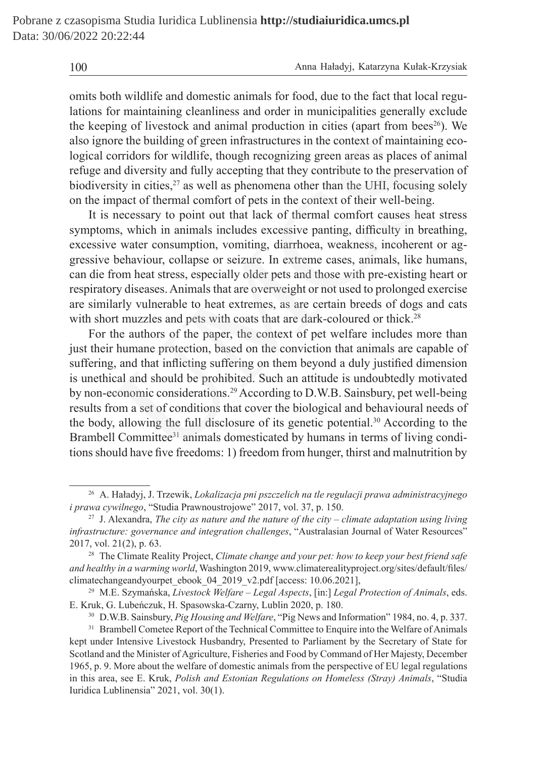omits both wildlife and domestic animals for food, due to the fact that local regulations for maintaining cleanliness and order in municipalities generally exclude the keeping of livestock and animal production in cities (apart from bees[26]). We also ignore the building of green infrastructures in the context of maintaining ecological corridors for wildlife, though recognizing green areas as places of animal refuge and diversity and fully accepting that they contribute to the preservation of biodiversity in cities,[27] as well as phenomena other than the UHI, focusing solely on the impact of thermal comfort of pets in the context of their well-being.

It is necessary to point out that lack of thermal comfort causes heat stress symptoms, which in animals includes excessive panting, difficulty in breathing, excessive water consumption, vomiting, diarrhoea, weakness, incoherent or aggressive behaviour, collapse or seizure. In extreme cases, animals, like humans, can die from heat stress, especially older pets and those with pre-existing heart or respiratory diseases. Animals that are overweight or not used to prolonged exercise are similarly vulnerable to heat extremes, as are certain breeds of dogs and cats with short muzzles and pets with coats that are dark-coloured or thick.[28]

For the authors of the paper, the context of pet welfare includes more than just their humane protection, based on the conviction that animals are capable of suffering, and that inflicting suffering on them beyond a duly justified dimension is unethical and should be prohibited. Such an attitude is undoubtedly motivated by non-economic considerations.[29] According to D.W.B. Sainsbury, pet well-being results from a set of conditions that cover the biological and behavioural needs of the body, allowing the full disclosure of its genetic potential.[30] According to the Brambell Committee[31] animals domesticated by humans in terms of living conditions should have five freedoms: 1) freedom from hunger, thirst and malnutrition by

---

[26] A. Haładyj, J. Trzewik, *Lokalizacja pni pszczelich na tle regulacji prawa administracyjnego i prawa cywilnego*, "Studia Prawnoustrojowe" 2017, vol. 37, p. 150.

[27] J. Alexandra, *The city as nature and the nature of the city – climate adaptation using living infrastructure: governance and integration challenges*, "Australasian Journal of Water Resources" 2017, vol. 21(2), p. 63.

[28] The Climate Reality Project, *Climate change and your pet: how to keep your best friend safe and healthy in a warming world*, Washington 2019, www.climaterealityproject.org/sites/default/files/climatechangeandyourpet_ebook_04_2019_v2.pdf [access: 10.06.2021],

[29] M.E. Szymańska, *Livestock Welfare – Legal Aspects*, [in:] *Legal Protection of Animals*, eds. E. Kruk, G. Lubeńczuk, H. Spasowska-Czarny, Lublin 2020, p. 180.

[30] D.W.B. Sainsbury, *Pig Housing and Welfare*, "Pig News and Information" 1984, no. 4, p. 337.

[31] Brambell Cometee Report of the Technical Committee to Enquire into the Welfare of Animals kept under Intensive Livestock Husbandry, Presented to Parliament by the Secretary of State for Scotland and the Minister of Agriculture, Fisheries and Food by Command of Her Majesty, December 1965, p. 9. More about the welfare of domestic animals from the perspective of EU legal regulations in this area, see E. Kruk, *Polish and Estonian Regulations on Homeless (Stray) Animals*, "Studia Iuridica Lublinensia" 2021, vol. 30(1).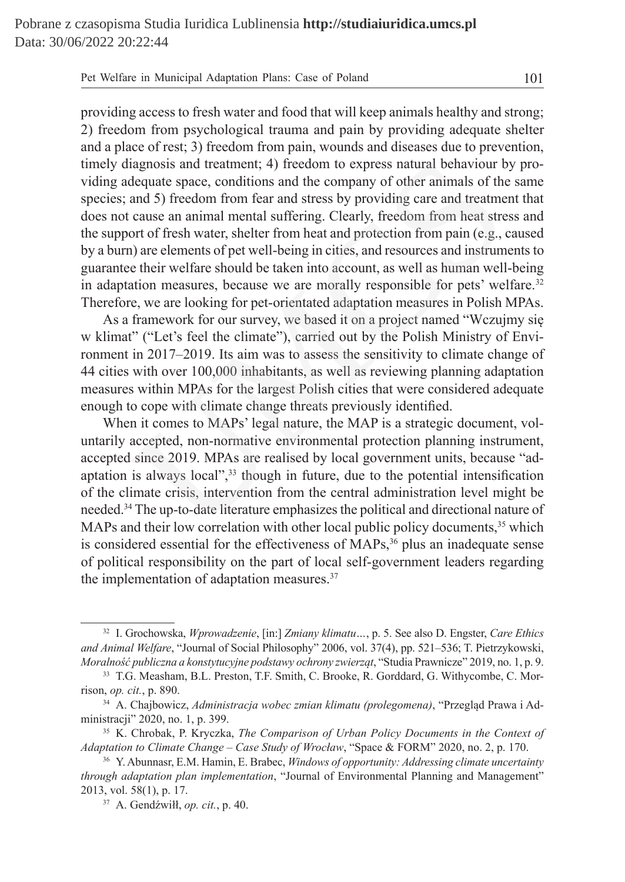providing access to fresh water and food that will keep animals healthy and strong; 2) freedom from psychological trauma and pain by providing adequate shelter and a place of rest; 3) freedom from pain, wounds and diseases due to prevention, timely diagnosis and treatment; 4) freedom to express natural behaviour by providing adequate space, conditions and the company of other animals of the same species; and 5) freedom from fear and stress by providing care and treatment that does not cause an animal mental suffering. Clearly, freedom from heat stress and the support of fresh water, shelter from heat and protection from pain (e.g., caused by a burn) are elements of pet well-being in cities, and resources and instruments to guarantee their welfare should be taken into account, as well as human well-being in adaptation measures, because we are morally responsible for pets' welfare.[32] Therefore, we are looking for pet-orientated adaptation measures in Polish MPAs.

As a framework for our survey, we based it on a project named "Wczujmy się w klimat" ("Let's feel the climate"), carried out by the Polish Ministry of Environment in 2017–2019. Its aim was to assess the sensitivity to climate change of 44 cities with over 100,000 inhabitants, as well as reviewing planning adaptation measures within MPAs for the largest Polish cities that were considered adequate enough to cope with climate change threats previously identified.

When it comes to MAPs' legal nature, the MAP is a strategic document, voluntarily accepted, non-normative environmental protection planning instrument, accepted since 2019. MPAs are realised by local government units, because "adaptation is always local",[33] though in future, due to the potential intensification of the climate crisis, intervention from the central administration level might be needed.[34] The up-to-date literature emphasizes the political and directional nature of MAPs and their low correlation with other local public policy documents,[35] which is considered essential for the effectiveness of MAPs,[36] plus an inadequate sense of political responsibility on the part of local self-government leaders regarding the implementation of adaptation measures.[37]

---

[32] I. Grochowska, *Wprowadzenie*, [in:] *Zmiany klimatu…*, p. 5. See also D. Engster, *Care Ethics and Animal Welfare*, "Journal of Social Philosophy" 2006, vol. 37(4), pp. 521–536; T. Pietrzykowski, *Moralność publiczna a konstytucyjne podstawy ochrony zwierząt*, "Studia Prawnicze" 2019, no. 1, p. 9.

[33] T.G. Measham, B.L. Preston, T.F. Smith, C. Brooke, R. Gorddard, G. Withycombe, C. Morrison, *op. cit.*, p. 890.

[34] A. Chajbowicz, *Administracja wobec zmian klimatu (prolegomena)*, "Przegląd Prawa i Administracji" 2020, no. 1, p. 399.

[35] K. Chrobak, P. Kryczka, *The Comparison of Urban Policy Documents in the Context of Adaptation to Climate Change – Case Study of Wrocław*, "Space & FORM" 2020, no. 2, p. 170.

[36] Y. Abunnasr, E.M. Hamin, E. Brabec, *Windows of opportunity: Addressing climate uncertainty through adaptation plan implementation*, "Journal of Environmental Planning and Management" 2013, vol. 58(1), p. 17.

[37] A. Gendźwiłł, *op. cit.*, p. 40.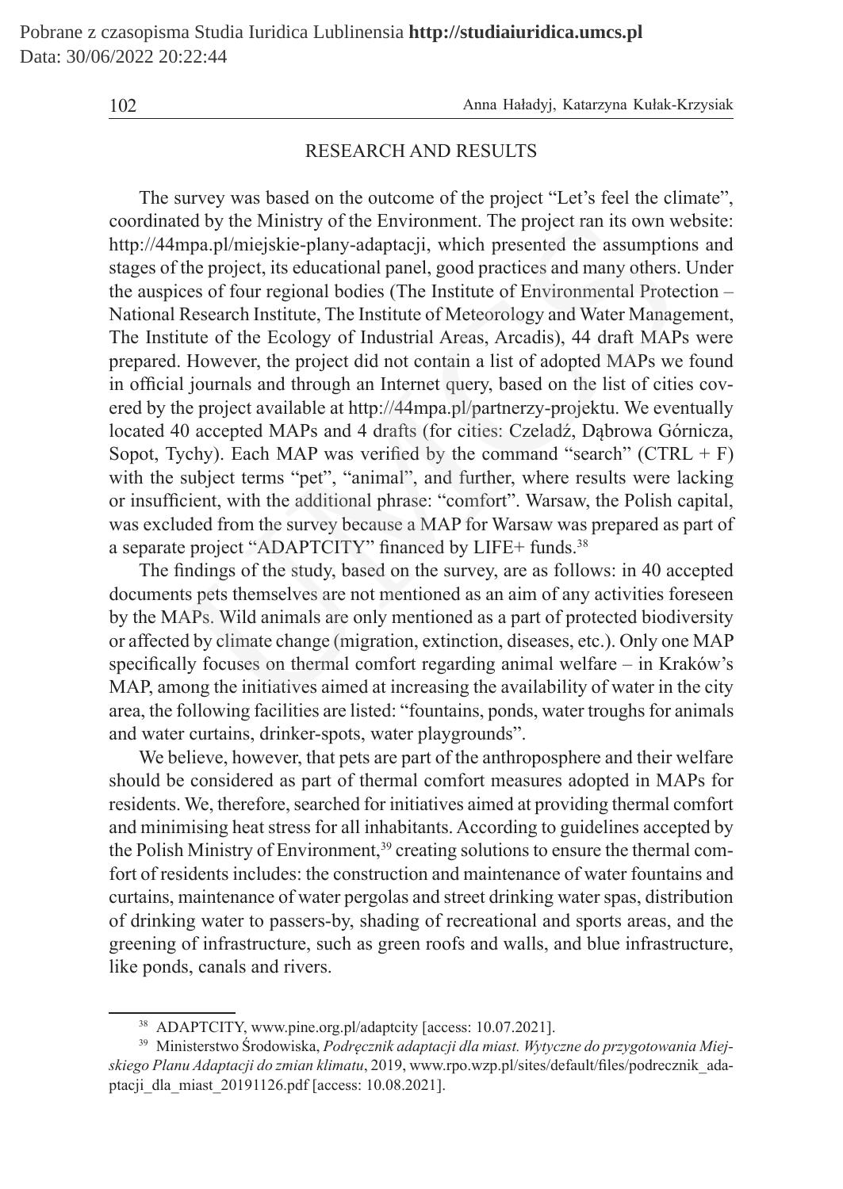## RESEARCH AND RESULTS

The survey was based on the outcome of the project "Let's feel the climate", coordinated by the Ministry of the Environment. The project ran its own website: http://44mpa.pl/miejskie-plany-adaptacji, which presented the assumptions and stages of the project, its educational panel, good practices and many others. Under the auspices of four regional bodies (The Institute of Environmental Protection – National Research Institute, The Institute of Meteorology and Water Management, The Institute of the Ecology of Industrial Areas, Arcadis), 44 draft MAPs were prepared. However, the project did not contain a list of adopted MAPs we found in official journals and through an Internet query, based on the list of cities covered by the project available at http://44mpa.pl/partnerzy-projektu. We eventually located 40 accepted MAPs and 4 drafts (for cities: Czeladź, Dąbrowa Górnicza, Sopot, Tychy). Each MAP was verified by the command "search" (CTRL + F) with the subject terms "pet", "animal", and further, where results were lacking or insufficient, with the additional phrase: "comfort". Warsaw, the Polish capital, was excluded from the survey because a MAP for Warsaw was prepared as part of a separate project "ADAPTCITY" financed by LIFE+ funds.[38]

The findings of the study, based on the survey, are as follows: in 40 accepted documents pets themselves are not mentioned as an aim of any activities foreseen by the MAPs. Wild animals are only mentioned as a part of protected biodiversity or affected by climate change (migration, extinction, diseases, etc.). Only one MAP specifically focuses on thermal comfort regarding animal welfare – in Kraków's MAP, among the initiatives aimed at increasing the availability of water in the city area, the following facilities are listed: "fountains, ponds, water troughs for animals and water curtains, drinker-spots, water playgrounds".

We believe, however, that pets are part of the anthroposphere and their welfare should be considered as part of thermal comfort measures adopted in MAPs for residents. We, therefore, searched for initiatives aimed at providing thermal comfort and minimising heat stress for all inhabitants. According to guidelines accepted by the Polish Ministry of Environment,[39] creating solutions to ensure the thermal comfort of residents includes: the construction and maintenance of water fountains and curtains, maintenance of water pergolas and street drinking water spas, distribution of drinking water to passers-by, shading of recreational and sports areas, and the greening of infrastructure, such as green roofs and walls, and blue infrastructure, like ponds, canals and rivers.

---

[38] ADAPTCITY, www.pine.org.pl/adaptcity [access: 10.07.2021].

[39] Ministerstwo Środowiska, *Podręcznik adaptacji dla miast. Wytyczne do przygotowania Miejskiego Planu Adaptacji do zmian klimatu*, 2019, www.rpo.wzp.pl/sites/default/files/podrecznik_adaptacji_dla_miast_20191126.pdf [access: 10.08.2021].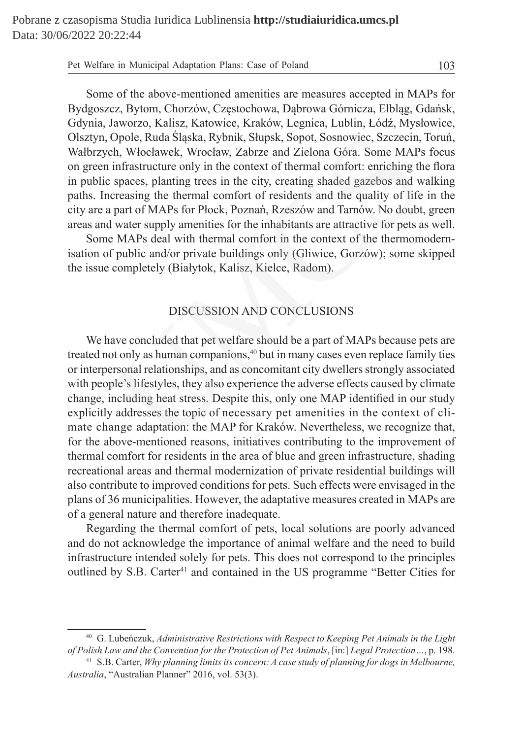Some of the above-mentioned amenities are measures accepted in MAPs for Bydgoszcz, Bytom, Chorzów, Częstochowa, Dąbrowa Górnicza, Elbląg, Gdańsk, Gdynia, Jaworzo, Kalisz, Katowice, Kraków, Legnica, Lublin, Łódź, Mysłowice, Olsztyn, Opole, Ruda Śląska, Rybnik, Słupsk, Sopot, Sosnowiec, Szczecin, Toruń, Wałbrzych, Włocławek, Wrocław, Zabrze and Zielona Góra. Some MAPs focus on green infrastructure only in the context of thermal comfort: enriching the flora in public spaces, planting trees in the city, creating shaded gazebos and walking paths. Increasing the thermal comfort of residents and the quality of life in the city are a part of MAPs for Płock, Poznań, Rzeszów and Tarnów. No doubt, green areas and water supply amenities for the inhabitants are attractive for pets as well.

Some MAPs deal with thermal comfort in the context of the thermomodernisation of public and/or private buildings only (Gliwice, Gorzów); some skipped the issue completely (Białytok, Kalisz, Kielce, Radom).

## DISCUSSION AND CONCLUSIONS

We have concluded that pet welfare should be a part of MAPs because pets are treated not only as human companions,[40] but in many cases even replace family ties or interpersonal relationships, and as concomitant city dwellers strongly associated with people's lifestyles, they also experience the adverse effects caused by climate change, including heat stress. Despite this, only one MAP identified in our study explicitly addresses the topic of necessary pet amenities in the context of climate change adaptation: the MAP for Kraków. Nevertheless, we recognize that, for the above-mentioned reasons, initiatives contributing to the improvement of thermal comfort for residents in the area of blue and green infrastructure, shading recreational areas and thermal modernization of private residential buildings will also contribute to improved conditions for pets. Such effects were envisaged in the plans of 36 municipalities. However, the adaptative measures created in MAPs are of a general nature and therefore inadequate.

Regarding the thermal comfort of pets, local solutions are poorly advanced and do not acknowledge the importance of animal welfare and the need to build infrastructure intended solely for pets. This does not correspond to the principles outlined by S.B. Carter[41] and contained in the US programme "Better Cities for

---

[40] G. Lubeńczuk, *Administrative Restrictions with Respect to Keeping Pet Animals in the Light of Polish Law and the Convention for the Protection of Pet Animals*, [in:] *Legal Protection…*, p. 198.

[41] S.B. Carter, *Why planning limits its concern: A case study of planning for dogs in Melbourne, Australia*, "Australian Planner" 2016, vol. 53(3).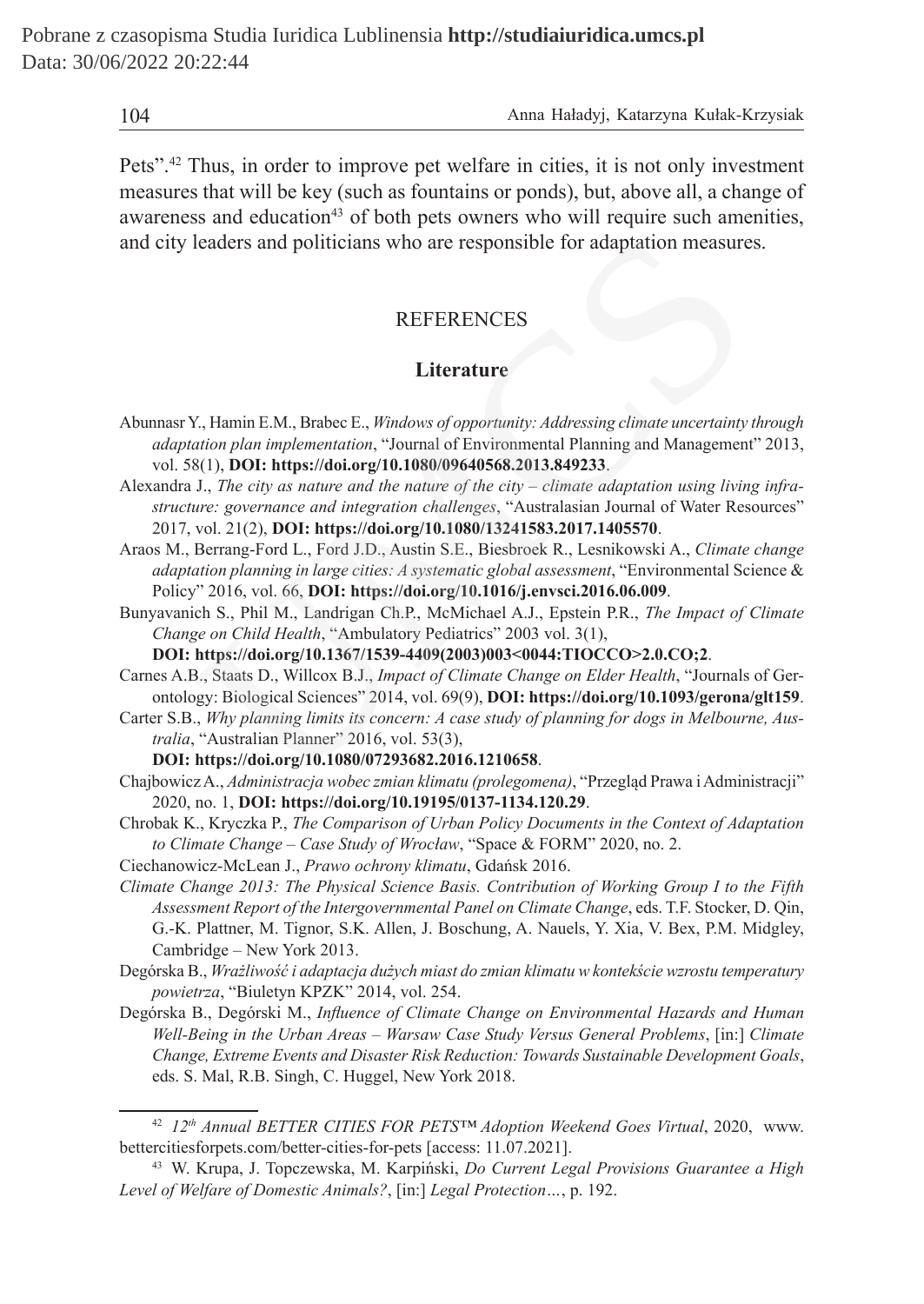Pets".[42] Thus, in order to improve pet welfare in cities, it is not only investment measures that will be key (such as fountains or ponds), but, above all, a change of awareness and education[43] of both pets owners who will require such amenities, and city leaders and politicians who are responsible for adaptation measures.

## REFERENCES

### Literature

Abunnasr Y., Hamin E.M., Brabec E., *Windows of opportunity: Addressing climate uncertainty through adaptation plan implementation*, "Journal of Environmental Planning and Management" 2013, vol. 58(1), **DOI: https://doi.org/10.1080/09640568.2013.849233**.

Alexandra J., *The city as nature and the nature of the city – climate adaptation using living infrastructure: governance and integration challenges*, "Australasian Journal of Water Resources" 2017, vol. 21(2), **DOI: https://doi.org/10.1080/13241583.2017.1405570**.

Araos M., Berrang-Ford L., Ford J.D., Austin S.E., Biesbroek R., Lesnikowski A., *Climate change adaptation planning in large cities: A systematic global assessment*, "Environmental Science & Policy" 2016, vol. 66, **DOI: https://doi.org/10.1016/j.envsci.2016.06.009**.

Bunyavanich S., Phil M., Landrigan Ch.P., McMichael A.J., Epstein P.R., *The Impact of Climate Change on Child Health*, "Ambulatory Pediatrics" 2003 vol. 3(1), **DOI: https://doi.org/10.1367/1539-4409(2003)003<0044:TIOCCO>2.0.CO;2**.

Carnes A.B., Staats D., Willcox B.J., *Impact of Climate Change on Elder Health*, "Journals of Gerontology: Biological Sciences" 2014, vol. 69(9), **DOI: https://doi.org/10.1093/gerona/glt159**.

Carter S.B., *Why planning limits its concern: A case study of planning for dogs in Melbourne, Australia*, "Australian Planner" 2016, vol. 53(3), **DOI: https://doi.org/10.1080/07293682.2016.1210658**.

Chajbowicz A., *Administracja wobec zmian klimatu (prolegomena)*, "Przegląd Prawa i Administracji" 2020, no. 1, **DOI: https://doi.org/10.19195/0137-1134.120.29**.

Chrobak K., Kryczka P., *The Comparison of Urban Policy Documents in the Context of Adaptation to Climate Change – Case Study of Wrocław*, "Space & FORM" 2020, no. 2.

Ciechanowicz-McLean J., *Prawo ochrony klimatu*, Gdańsk 2016.

*Climate Change 2013: The Physical Science Basis. Contribution of Working Group I to the Fifth Assessment Report of the Intergovernmental Panel on Climate Change*, eds. T.F. Stocker, D. Qin, G.-K. Plattner, M. Tignor, S.K. Allen, J. Boschung, A. Nauels, Y. Xia, V. Bex, P.M. Midgley, Cambridge – New York 2013.

Degórska B., *Wrażliwość i adaptacja dużych miast do zmian klimatu w kontekście wzrostu temperatury powietrza*, "Biuletyn KPZK" 2014, vol. 254.

Degórska B., Degórski M., *Influence of Climate Change on Environmental Hazards and Human Well-Being in the Urban Areas – Warsaw Case Study Versus General Problems*, [in:] *Climate Change, Extreme Events and Disaster Risk Reduction: Towards Sustainable Development Goals*, eds. S. Mal, R.B. Singh, C. Huggel, New York 2018.

---

[42] *12th Annual BETTER CITIES FOR PETS™ Adoption Weekend Goes Virtual*, 2020, www.bettercitiesforpets.com/better-cities-for-pets [access: 11.07.2021].

[43] W. Krupa, J. Topczewska, M. Karpiński, *Do Current Legal Provisions Guarantee a High Level of Welfare of Domestic Animals?*, [in:] *Legal Protection…*, p. 192.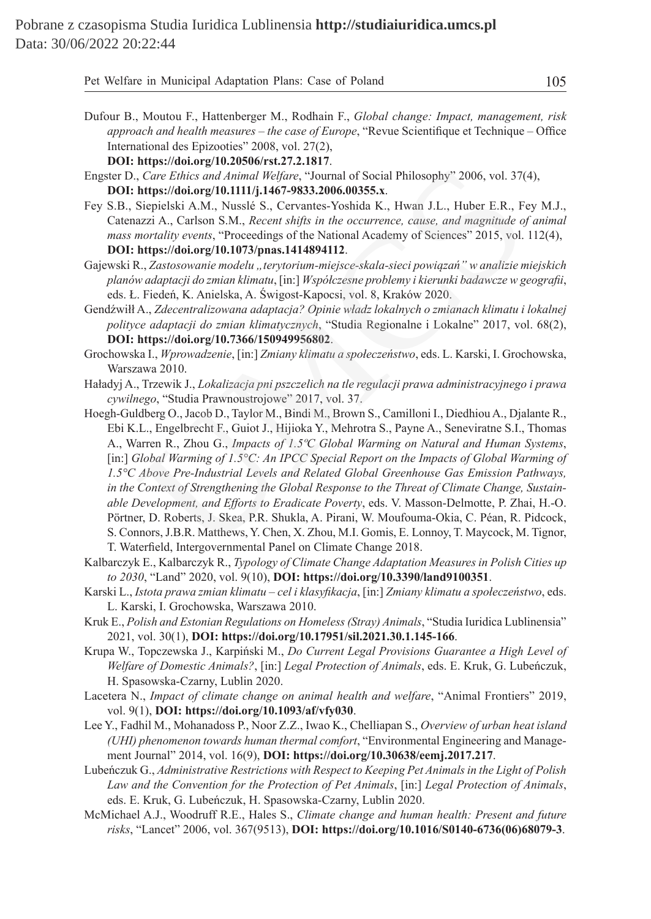Dufour B., Moutou F., Hattenberger M., Rodhain F., *Global change: Impact, management, risk approach and health measures – the case of Europe*, "Revue Scientifique et Technique – Office International des Epizooties" 2008, vol. 27(2), **DOI: https://doi.org/10.20506/rst.27.2.1817**.

Engster D., *Care Ethics and Animal Welfare*, "Journal of Social Philosophy" 2006, vol. 37(4), **DOI: https://doi.org/10.1111/j.1467-9833.2006.00355.x**.

Fey S.B., Siepielski A.M., Nusslé S., Cervantes-Yoshida K., Hwan J.L., Huber E.R., Fey M.J., Catenazzi A., Carlson S.M., *Recent shifts in the occurrence, cause, and magnitude of animal mass mortality events*, "Proceedings of the National Academy of Sciences" 2015, vol. 112(4), **DOI: https://doi.org/10.1073/pnas.1414894112**.

Gajewski R., *Zastosowanie modelu „terytorium-miejsce-skala-sieci powiązań" w analizie miejskich planów adaptacji do zmian klimatu*, [in:] *Współczesne problemy i kierunki badawcze w geografii*, eds. Ł. Fiedeń, K. Anielska, A. Świgost-Kapocsi, vol. 8, Kraków 2020.

Gendźwiłł A., *Zdecentralizowana adaptacja? Opinie władz lokalnych o zmianach klimatu i lokalnej polityce adaptacji do zmian klimatycznych*, "Studia Regionalne i Lokalne" 2017, vol. 68(2), **DOI: https://doi.org/10.7366/150949956802**.

Grochowska I., *Wprowadzenie*, [in:] *Zmiany klimatu a społeczeństwo*, eds. L. Karski, I. Grochowska, Warszawa 2010.

Haładyj A., Trzewik J., *Lokalizacja pni pszczelich na tle regulacji prawa administracyjnego i prawa cywilnego*, "Studia Prawnoustrojowe" 2017, vol. 37.

Hoegh-Guldberg O., Jacob D., Taylor M., Bindi M., Brown S., Camilloni I., Diedhiou A., Djalante R., Ebi K.L., Engelbrecht F., Guiot J., Hijioka Y., Mehrotra S., Payne A., Seneviratne S.I., Thomas A., Warren R., Zhou G., *Impacts of 1.5ºC Global Warming on Natural and Human Systems*, [in:] *Global Warming of 1.5°C: An IPCC Special Report on the Impacts of Global Warming of 1.5°C Above Pre-Industrial Levels and Related Global Greenhouse Gas Emission Pathways, in the Context of Strengthening the Global Response to the Threat of Climate Change, Sustainable Development, and Efforts to Eradicate Poverty*, eds. V. Masson-Delmotte, P. Zhai, H.-O. Pörtner, D. Roberts, J. Skea, P.R. Shukla, A. Pirani, W. Moufouma-Okia, C. Péan, R. Pidcock, S. Connors, J.B.R. Matthews, Y. Chen, X. Zhou, M.I. Gomis, E. Lonnoy, T. Maycock, M. Tignor, T. Waterfield, Intergovernmental Panel on Climate Change 2018.

Kalbarczyk E., Kalbarczyk R., *Typology of Climate Change Adaptation Measures in Polish Cities up to 2030*, "Land" 2020, vol. 9(10), **DOI: https://doi.org/10.3390/land9100351**.

Karski L., *Istota prawa zmian klimatu – cel i klasyfikacja*, [in:] *Zmiany klimatu a społeczeństwo*, eds. L. Karski, I. Grochowska, Warszawa 2010.

Kruk E., *Polish and Estonian Regulations on Homeless (Stray) Animals*, "Studia Iuridica Lublinensia" 2021, vol. 30(1), **DOI: https://doi.org/10.17951/sil.2021.30.1.145-166**.

Krupa W., Topczewska J., Karpiński M., *Do Current Legal Provisions Guarantee a High Level of Welfare of Domestic Animals?*, [in:] *Legal Protection of Animals*, eds. E. Kruk, G. Lubeńczuk, H. Spasowska-Czarny, Lublin 2020.

Lacetera N., *Impact of climate change on animal health and welfare*, "Animal Frontiers" 2019, vol. 9(1), **DOI: https://doi.org/10.1093/af/vfy030**.

Lee Y., Fadhil M., Mohanadoss P., Noor Z.Z., Iwao K., Chelliapan S., *Overview of urban heat island (UHI) phenomenon towards human thermal comfort*, "Environmental Engineering and Management Journal" 2014, vol. 16(9), **DOI: https://doi.org/10.30638/eemj.2017.217**.

Lubeńczuk G., *Administrative Restrictions with Respect to Keeping Pet Animals in the Light of Polish Law and the Convention for the Protection of Pet Animals*, [in:] *Legal Protection of Animals*, eds. E. Kruk, G. Lubeńczuk, H. Spasowska-Czarny, Lublin 2020.

McMichael A.J., Woodruff R.E., Hales S., *Climate change and human health: Present and future risks*, "Lancet" 2006, vol. 367(9513), **DOI: https://doi.org/10.1016/S0140-6736(06)68079-3**.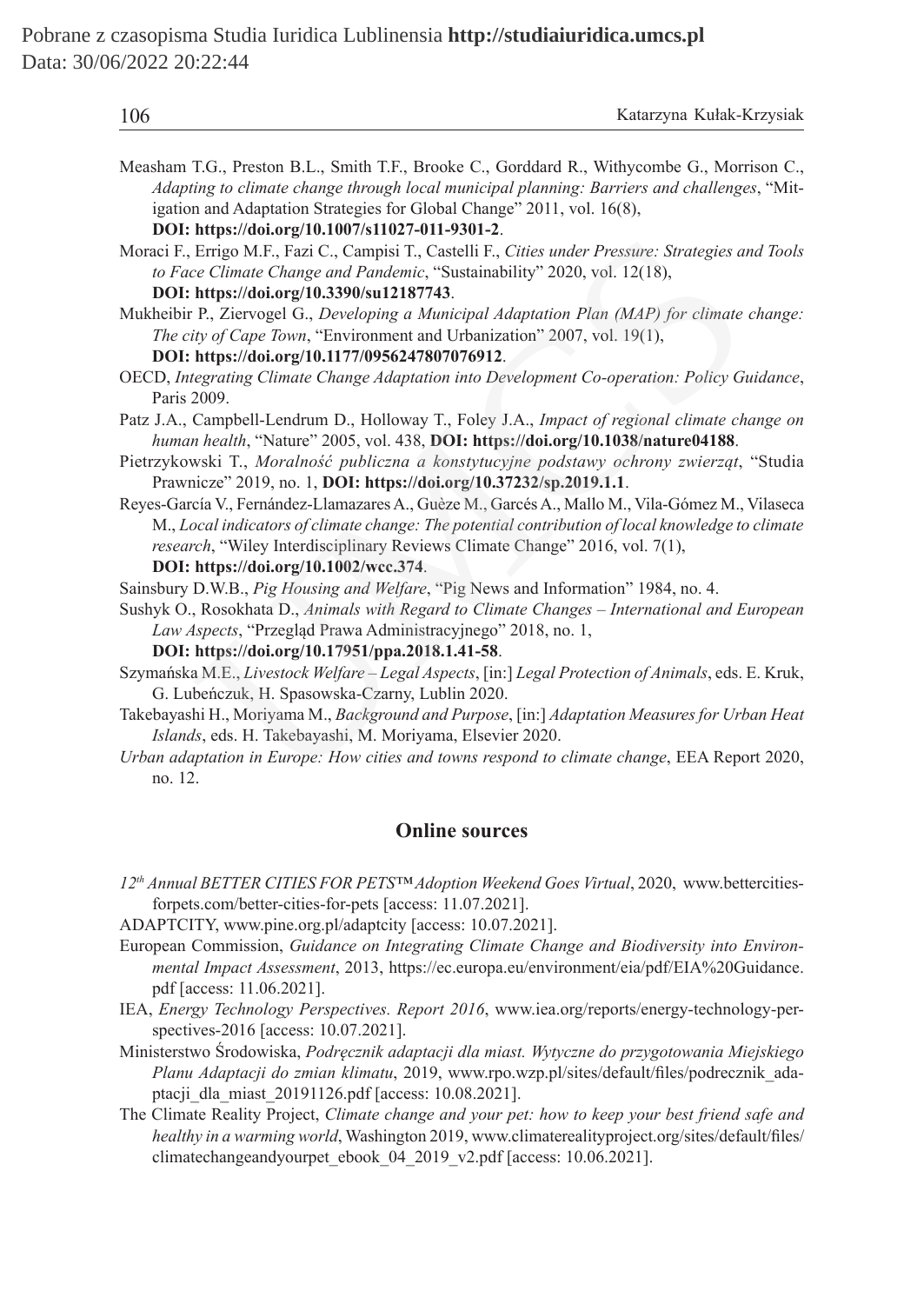Measham T.G., Preston B.L., Smith T.F., Brooke C., Gorddard R., Withycombe G., Morrison C., *Adapting to climate change through local municipal planning: Barriers and challenges*, "Mitigation and Adaptation Strategies for Global Change" 2011, vol. 16(8), **DOI: https://doi.org/10.1007/s11027-011-9301-2**.

Moraci F., Errigo M.F., Fazi C., Campisi T., Castelli F., *Cities under Pressure: Strategies and Tools to Face Climate Change and Pandemic*, "Sustainability" 2020, vol. 12(18), **DOI: https://doi.org/10.3390/su12187743**.

Mukheibir P., Ziervogel G., *Developing a Municipal Adaptation Plan (MAP) for climate change: The city of Cape Town*, "Environment and Urbanization" 2007, vol. 19(1), **DOI: https://doi.org/10.1177/0956247807076912**.

OECD, *Integrating Climate Change Adaptation into Development Co-operation: Policy Guidance*, Paris 2009.

Patz J.A., Campbell-Lendrum D., Holloway T., Foley J.A., *Impact of regional climate change on human health*, "Nature" 2005, vol. 438, **DOI: https://doi.org/10.1038/nature04188**.

Pietrzykowski T., *Moralność publiczna a konstytucyjne podstawy ochrony zwierząt*, "Studia Prawnicze" 2019, no. 1, **DOI: https://doi.org/10.37232/sp.2019.1.1**.

Reyes-García V., Fernández-Llamazares A., Guèze M., Garcés A., Mallo M., Vila-Gómez M., Vilaseca M., *Local indicators of climate change: The potential contribution of local knowledge to climate research*, "Wiley Interdisciplinary Reviews Climate Change" 2016, vol. 7(1), **DOI: https://doi.org/10.1002/wcc.374**.

Sainsbury D.W.B., *Pig Housing and Welfare*, "Pig News and Information" 1984, no. 4.

Sushyk O., Rosokhata D., *Animals with Regard to Climate Changes – International and European Law Aspects*, "Przegląd Prawa Administracyjnego" 2018, no. 1, **DOI: https://doi.org/10.17951/ppa.2018.1.41-58**.

Szymańska M.E., *Livestock Welfare – Legal Aspects*, [in:] *Legal Protection of Animals*, eds. E. Kruk, G. Lubeńczuk, H. Spasowska-Czarny, Lublin 2020.

Takebayashi H., Moriyama M., *Background and Purpose*, [in:] *Adaptation Measures for Urban Heat Islands*, eds. H. Takebayashi, M. Moriyama, Elsevier 2020.

*Urban adaptation in Europe: How cities and towns respond to climate change*, EEA Report 2020, no. 12.

## Online sources

*12th Annual BETTER CITIES FOR PETS™ Adoption Weekend Goes Virtual*, 2020, www.bettercitiesforpets.com/better-cities-for-pets [access: 11.07.2021].

ADAPTCITY, www.pine.org.pl/adaptcity [access: 10.07.2021].

European Commission, *Guidance on Integrating Climate Change and Biodiversity into Environmental Impact Assessment*, 2013, https://ec.europa.eu/environment/eia/pdf/EIA%20Guidance.pdf [access: 11.06.2021].

IEA, *Energy Technology Perspectives. Report 2016*, www.iea.org/reports/energy-technology-perspectives-2016 [access: 10.07.2021].

Ministerstwo Środowiska, *Podręcznik adaptacji dla miast. Wytyczne do przygotowania Miejskiego Planu Adaptacji do zmian klimatu*, 2019, www.rpo.wzp.pl/sites/default/files/podrecznik_adaptacji_dla_miast_20191126.pdf [access: 10.08.2021].

The Climate Reality Project, *Climate change and your pet: how to keep your best friend safe and healthy in a warming world*, Washington 2019, www.climaterealityproject.org/sites/default/files/climatechangeandyourpet_ebook_04_2019_v2.pdf [access: 10.06.2021].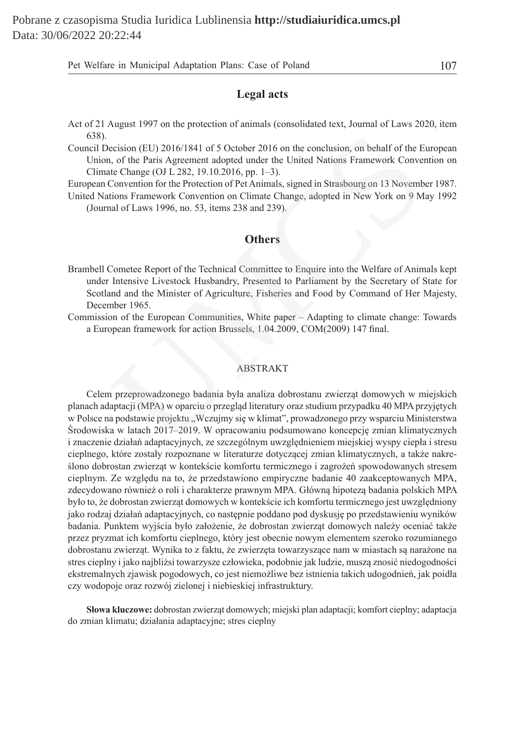## Legal acts

Act of 21 August 1997 on the protection of animals (consolidated text, Journal of Laws 2020, item 638).

Council Decision (EU) 2016/1841 of 5 October 2016 on the conclusion, on behalf of the European Union, of the Paris Agreement adopted under the United Nations Framework Convention on Climate Change (OJ L 282, 19.10.2016, pp. 1–3).

European Convention for the Protection of Pet Animals, signed in Strasbourg on 13 November 1987.

United Nations Framework Convention on Climate Change, adopted in New York on 9 May 1992 (Journal of Laws 1996, no. 53, items 238 and 239).

## Others

Brambell Cometee Report of the Technical Committee to Enquire into the Welfare of Animals kept under Intensive Livestock Husbandry, Presented to Parliament by the Secretary of State for Scotland and the Minister of Agriculture, Fisheries and Food by Command of Her Majesty, December 1965.

Commission of the European Communities, White paper – Adapting to climate change: Towards a European framework for action Brussels, 1.04.2009, COM(2009) 147 final.

## ABSTRAKT

Celem przeprowadzonego badania była analiza dobrostanu zwierząt domowych w miejskich planach adaptacji (MPA) w oparciu o przegląd literatury oraz studium przypadku 40 MPA przyjętych w Polsce na podstawie projektu „Wczujmy się w klimat", prowadzonego przy wsparciu Ministerstwa Środowiska w latach 2017–2019. W opracowaniu podsumowano koncepcję zmian klimatycznych i znaczenie działań adaptacyjnych, ze szczególnym uwzględnieniem miejskiej wyspy ciepła i stresu cieplnego, które zostały rozpoznane w literaturze dotyczącej zmian klimatycznych, a także nakreślono dobrostan zwierząt w kontekście komfortu termicznego i zagrożeń spowodowanych stresem cieplnym. Ze względu na to, że przedstawiono empiryczne badanie 40 zaakceptowanych MPA, zdecydowano również o roli i charakterze prawnym MPA. Główną hipotezą badania polskich MPA było to, że dobrostan zwierząt domowych w kontekście ich komfortu termicznego jest uwzględniony jako rodzaj działań adaptacyjnych, co następnie poddano pod dyskusję po przedstawieniu wyników badania. Punktem wyjścia było założenie, że dobrostan zwierząt domowych należy oceniać także przez pryzmat ich komfortu cieplnego, który jest obecnie nowym elementem szeroko rozumianego dobrostanu zwierząt. Wynika to z faktu, że zwierzęta towarzyszące nam w miastach są narażone na stres cieplny i jako najbliżsi towarzysze człowieka, podobnie jak ludzie, muszą znosić niedogodności ekstremalnych zjawisk pogodowych, co jest niemożliwe bez istnienia takich udogodnień, jak poidła czy wodopoje oraz rozwój zielonej i niebieskiej infrastruktury.

**Słowa kluczowe:** dobrostan zwierząt domowych; miejski plan adaptacji; komfort cieplny; adaptacja do zmian klimatu; działania adaptacyjne; stres cieplny